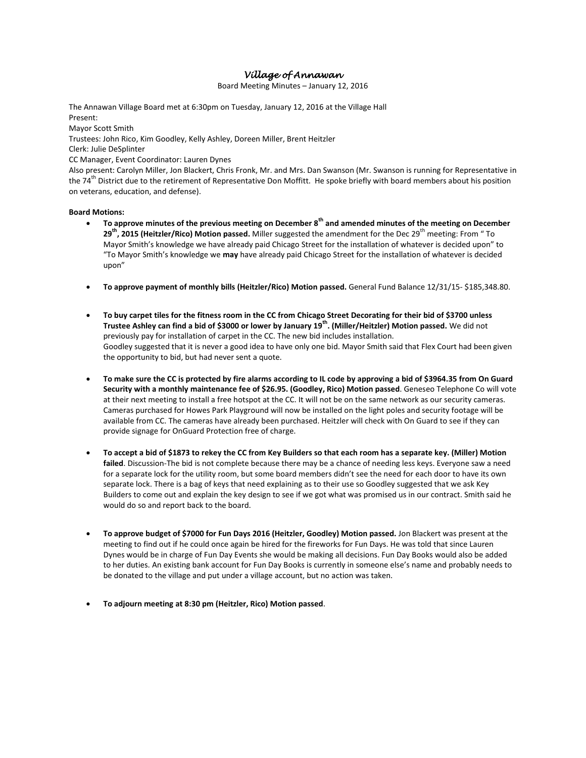# *Village of Annawan*

Board Meeting Minutes – January 12, 2016

The Annawan Village Board met at 6:30pm on Tuesday, January 12, 2016 at the Village Hall
Present:
Mayor Scott Smith
Trustees: John Rico, Kim Goodley, Kelly Ashley, Doreen Miller, Brent Heitzler
Clerk: Julie DeSplinter
CC Manager, Event Coordinator: Lauren Dynes
Also present: Carolyn Miller, Jon Blackert, Chris Fronk, Mr. and Mrs. Dan Swanson (Mr. Swanson is running for Representative in the 74th District due to the retirement of Representative Don Moffitt. He spoke briefly with board members about his position on veterans, education, and defense).

**Board Motions:**

- **To approve minutes of the previous meeting on December 8th and amended minutes of the meeting on December 29th, 2015 (Heitzler/Rico) Motion passed.** Miller suggested the amendment for the Dec 29th meeting: From " To Mayor Smith's knowledge we have already paid Chicago Street for the installation of whatever is decided upon" to "To Mayor Smith's knowledge we **may** have already paid Chicago Street for the installation of whatever is decided upon"

- **To approve payment of monthly bills (Heitzler/Rico) Motion passed.** General Fund Balance 12/31/15- $185,348.80.

- **To buy carpet tiles for the fitness room in the CC from Chicago Street Decorating for their bid of $3700 unless Trustee Ashley can find a bid of $3000 or lower by January 19th. (Miller/Heitzler) Motion passed.** We did not previously pay for installation of carpet in the CC. The new bid includes installation.
  Goodley suggested that it is never a good idea to have only one bid. Mayor Smith said that Flex Court had been given the opportunity to bid, but had never sent a quote.

- **To make sure the CC is protected by fire alarms according to IL code by approving a bid of $3964.35 from On Guard Security with a monthly maintenance fee of $26.95. (Goodley, Rico) Motion passed**. Geneseo Telephone Co will vote at their next meeting to install a free hotspot at the CC. It will not be on the same network as our security cameras. Cameras purchased for Howes Park Playground will now be installed on the light poles and security footage will be available from CC. The cameras have already been purchased. Heitzler will check with On Guard to see if they can provide signage for OnGuard Protection free of charge.

- **To accept a bid of $1873 to rekey the CC from Key Builders so that each room has a separate key. (Miller) Motion failed**. Discussion-The bid is not complete because there may be a chance of needing less keys. Everyone saw a need for a separate lock for the utility room, but some board members didn't see the need for each door to have its own separate lock. There is a bag of keys that need explaining as to their use so Goodley suggested that we ask Key Builders to come out and explain the key design to see if we got what was promised us in our contract. Smith said he would do so and report back to the board.

- **To approve budget of $7000 for Fun Days 2016 (Heitzler, Goodley) Motion passed.** Jon Blackert was present at the meeting to find out if he could once again be hired for the fireworks for Fun Days. He was told that since Lauren Dynes would be in charge of Fun Day Events she would be making all decisions. Fun Day Books would also be added to her duties. An existing bank account for Fun Day Books is currently in someone else's name and probably needs to be donated to the village and put under a village account, but no action was taken.

- **To adjourn meeting at 8:30 pm (Heitzler, Rico) Motion passed**.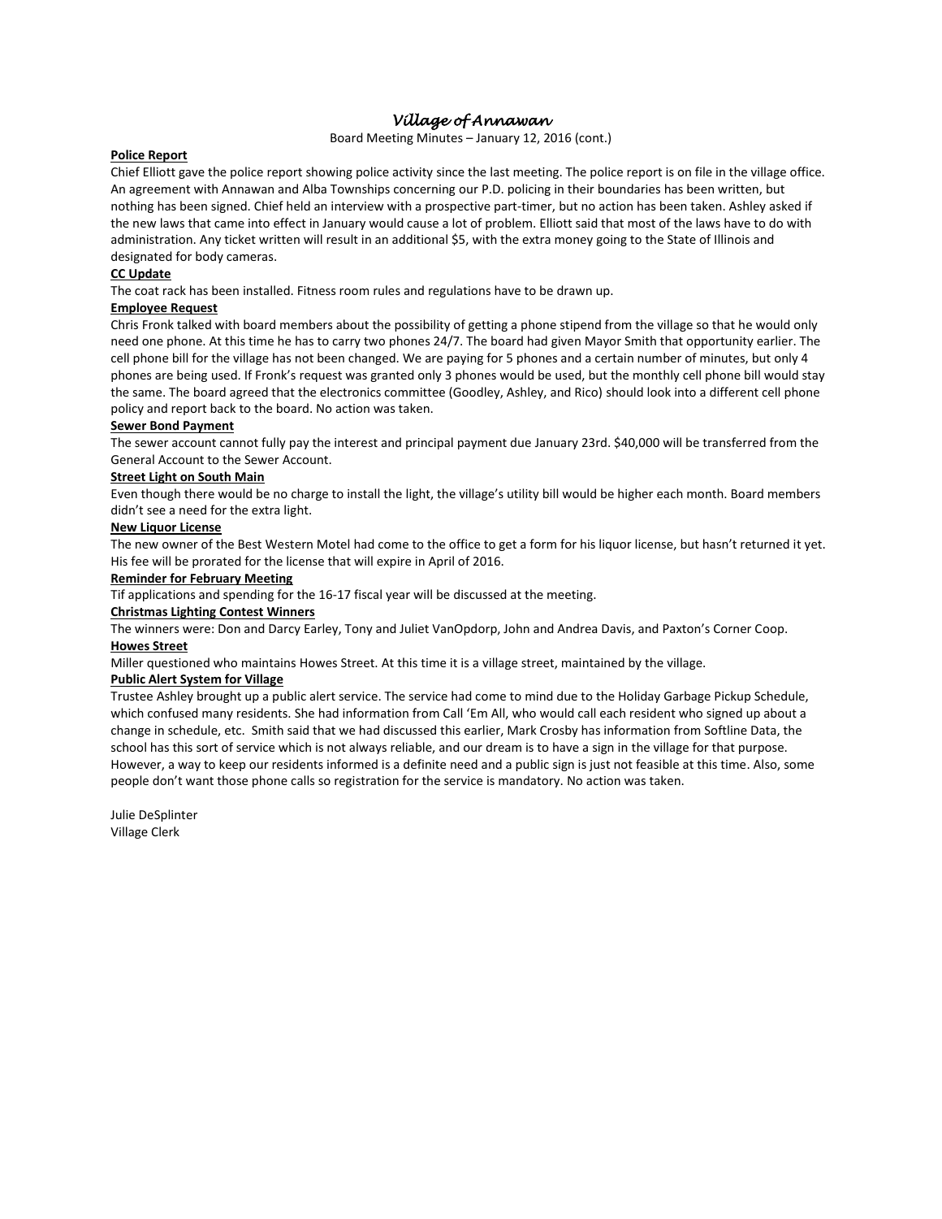# *Village of Annawan*

Board Meeting Minutes – January 12, 2016 (cont.)

**Police Report**

Chief Elliott gave the police report showing police activity since the last meeting. The police report is on file in the village office. An agreement with Annawan and Alba Townships concerning our P.D. policing in their boundaries has been written, but nothing has been signed. Chief held an interview with a prospective part-timer, but no action has been taken. Ashley asked if the new laws that came into effect in January would cause a lot of problem. Elliott said that most of the laws have to do with administration. Any ticket written will result in an additional $5, with the extra money going to the State of Illinois and designated for body cameras.

**CC Update**

The coat rack has been installed. Fitness room rules and regulations have to be drawn up.

**Employee Request**

Chris Fronk talked with board members about the possibility of getting a phone stipend from the village so that he would only need one phone. At this time he has to carry two phones 24/7. The board had given Mayor Smith that opportunity earlier. The cell phone bill for the village has not been changed. We are paying for 5 phones and a certain number of minutes, but only 4 phones are being used. If Fronk's request was granted only 3 phones would be used, but the monthly cell phone bill would stay the same. The board agreed that the electronics committee (Goodley, Ashley, and Rico) should look into a different cell phone policy and report back to the board. No action was taken.

**Sewer Bond Payment**

The sewer account cannot fully pay the interest and principal payment due January 23rd. $40,000 will be transferred from the General Account to the Sewer Account.

**Street Light on South Main**

Even though there would be no charge to install the light, the village's utility bill would be higher each month. Board members didn't see a need for the extra light.

**New Liquor License**

The new owner of the Best Western Motel had come to the office to get a form for his liquor license, but hasn't returned it yet. His fee will be prorated for the license that will expire in April of 2016.

**Reminder for February Meeting**

Tif applications and spending for the 16-17 fiscal year will be discussed at the meeting.

**Christmas Lighting Contest Winners**

The winners were: Don and Darcy Earley, Tony and Juliet VanOpdorp, John and Andrea Davis, and Paxton's Corner Coop.

**Howes Street**

Miller questioned who maintains Howes Street. At this time it is a village street, maintained by the village.

**Public Alert System for Village**

Trustee Ashley brought up a public alert service. The service had come to mind due to the Holiday Garbage Pickup Schedule, which confused many residents. She had information from Call 'Em All, who would call each resident who signed up about a change in schedule, etc. Smith said that we had discussed this earlier, Mark Crosby has information from Softline Data, the school has this sort of service which is not always reliable, and our dream is to have a sign in the village for that purpose. However, a way to keep our residents informed is a definite need and a public sign is just not feasible at this time. Also, some people don't want those phone calls so registration for the service is mandatory. No action was taken.

Julie DeSplinter
Village Clerk